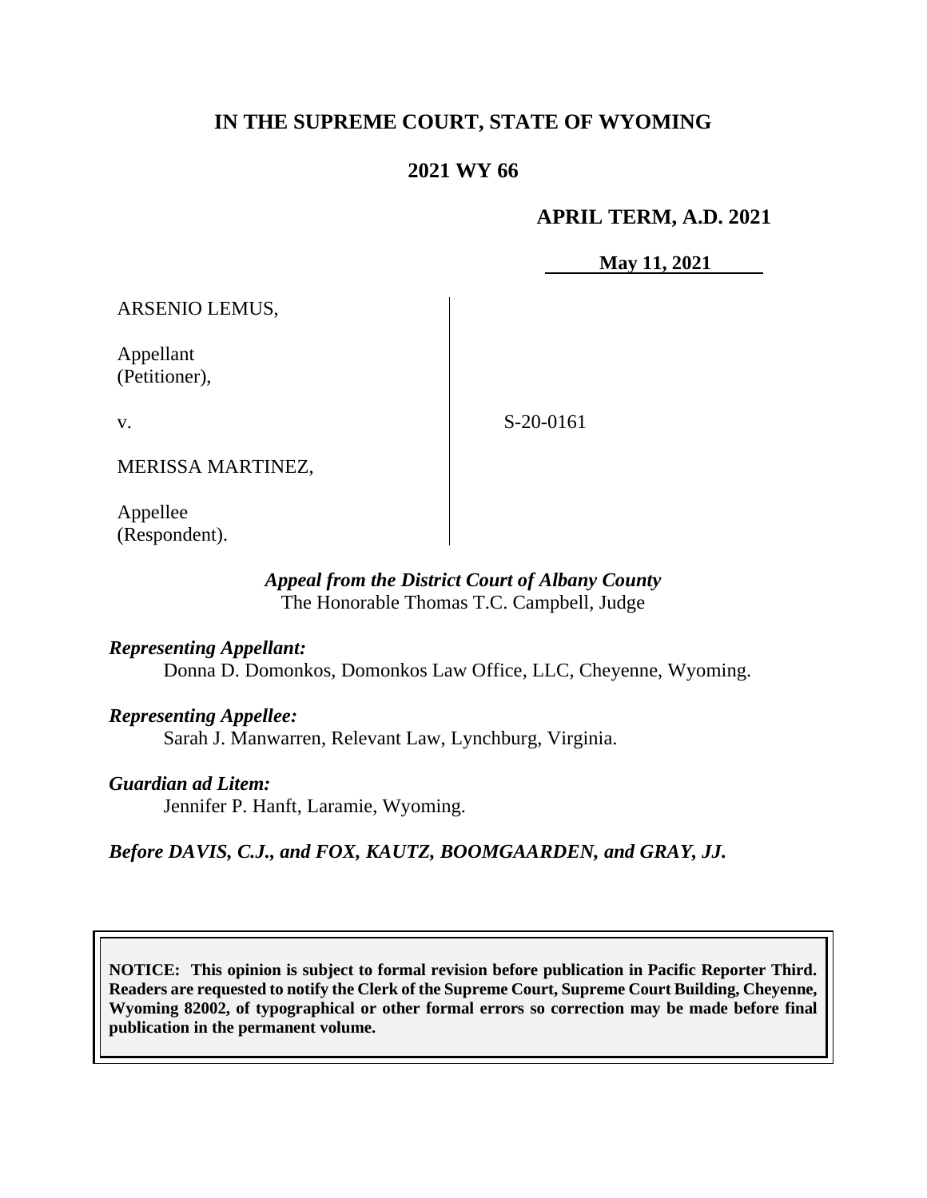# IN THE SUPREME COURT, STATE OF WYOMING

## 2021 WY 66

**APRIL TERM, A.D. 2021**

**May 11, 2021**

ARSENIO LEMUS,

Appellant
(Petitioner),

v.

MERISSA MARTINEZ,

Appellee
(Respondent).

S-20-0161

***Appeal from the District Court of Albany County***
The Honorable Thomas T.C. Campbell, Judge

***Representing Appellant:***
Donna D. Domonkos, Domonkos Law Office, LLC, Cheyenne, Wyoming.

***Representing Appellee:***
Sarah J. Manwarren, Relevant Law, Lynchburg, Virginia.

***Guardian ad Litem:***
Jennifer P. Hanft, Laramie, Wyoming.

***Before DAVIS, C.J., and FOX, KAUTZ, BOOMGAARDEN, and GRAY, JJ.***

**NOTICE: This opinion is subject to formal revision before publication in Pacific Reporter Third. Readers are requested to notify the Clerk of the Supreme Court, Supreme Court Building, Cheyenne, Wyoming 82002, of typographical or other formal errors so correction may be made before final publication in the permanent volume.**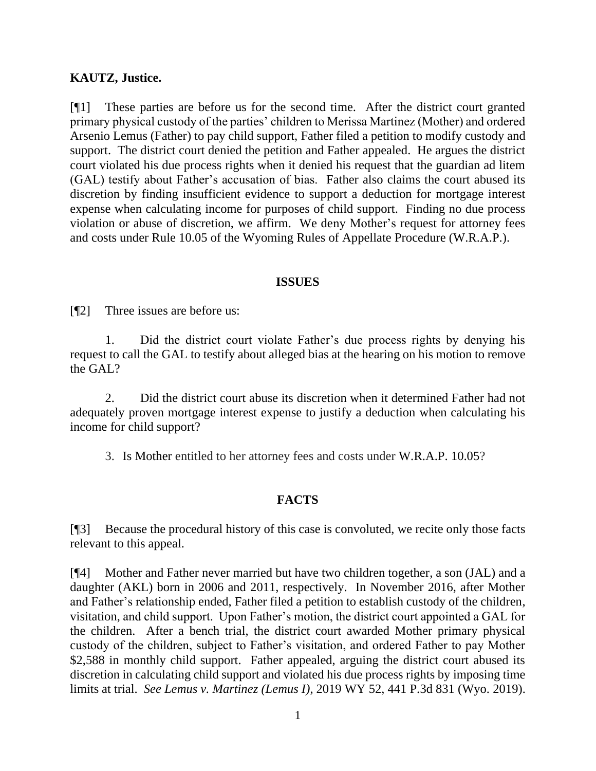**KAUTZ, Justice.**

[¶1] These parties are before us for the second time. After the district court granted primary physical custody of the parties' children to Merissa Martinez (Mother) and ordered Arsenio Lemus (Father) to pay child support, Father filed a petition to modify custody and support. The district court denied the petition and Father appealed. He argues the district court violated his due process rights when it denied his request that the guardian ad litem (GAL) testify about Father's accusation of bias. Father also claims the court abused its discretion by finding insufficient evidence to support a deduction for mortgage interest expense when calculating income for purposes of child support. Finding no due process violation or abuse of discretion, we affirm. We deny Mother's request for attorney fees and costs under Rule 10.05 of the Wyoming Rules of Appellate Procedure (W.R.A.P.).

## ISSUES

[¶2] Three issues are before us:

1. Did the district court violate Father's due process rights by denying his request to call the GAL to testify about alleged bias at the hearing on his motion to remove the GAL?

2. Did the district court abuse its discretion when it determined Father had not adequately proven mortgage interest expense to justify a deduction when calculating his income for child support?

3. Is Mother entitled to her attorney fees and costs under W.R.A.P. 10.05?

## FACTS

[¶3] Because the procedural history of this case is convoluted, we recite only those facts relevant to this appeal.

[¶4] Mother and Father never married but have two children together, a son (JAL) and a daughter (AKL) born in 2006 and 2011, respectively. In November 2016, after Mother and Father's relationship ended, Father filed a petition to establish custody of the children, visitation, and child support. Upon Father's motion, the district court appointed a GAL for the children. After a bench trial, the district court awarded Mother primary physical custody of the children, subject to Father's visitation, and ordered Father to pay Mother \$2,588 in monthly child support. Father appealed, arguing the district court abused its discretion in calculating child support and violated his due process rights by imposing time limits at trial. *See Lemus v. Martinez (Lemus I)*, 2019 WY 52, 441 P.3d 831 (Wyo. 2019).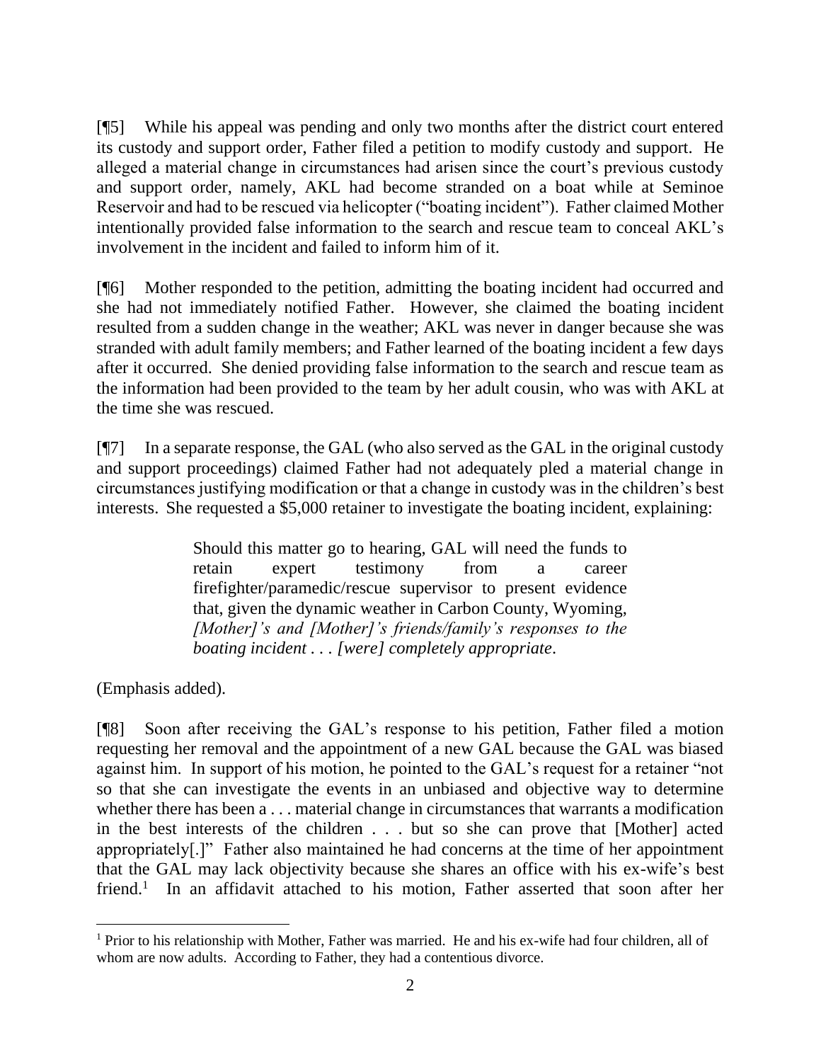[¶5] While his appeal was pending and only two months after the district court entered its custody and support order, Father filed a petition to modify custody and support. He alleged a material change in circumstances had arisen since the court's previous custody and support order, namely, AKL had become stranded on a boat while at Seminoe Reservoir and had to be rescued via helicopter ("boating incident"). Father claimed Mother intentionally provided false information to the search and rescue team to conceal AKL's involvement in the incident and failed to inform him of it.

[¶6] Mother responded to the petition, admitting the boating incident had occurred and she had not immediately notified Father. However, she claimed the boating incident resulted from a sudden change in the weather; AKL was never in danger because she was stranded with adult family members; and Father learned of the boating incident a few days after it occurred. She denied providing false information to the search and rescue team as the information had been provided to the team by her adult cousin, who was with AKL at the time she was rescued.

[¶7] In a separate response, the GAL (who also served as the GAL in the original custody and support proceedings) claimed Father had not adequately pled a material change in circumstances justifying modification or that a change in custody was in the children's best interests. She requested a $5,000 retainer to investigate the boating incident, explaining:

> Should this matter go to hearing, GAL will need the funds to retain expert testimony from a career firefighter/paramedic/rescue supervisor to present evidence that, given the dynamic weather in Carbon County, Wyoming, *[Mother]'s and [Mother]'s friends/family's responses to the boating incident . . . [were] completely appropriate*.

(Emphasis added).

[¶8] Soon after receiving the GAL's response to his petition, Father filed a motion requesting her removal and the appointment of a new GAL because the GAL was biased against him. In support of his motion, he pointed to the GAL's request for a retainer "not so that she can investigate the events in an unbiased and objective way to determine whether there has been a . . . material change in circumstances that warrants a modification in the best interests of the children . . . but so she can prove that [Mother] acted appropriately[.]" Father also maintained he had concerns at the time of her appointment that the GAL may lack objectivity because she shares an office with his ex-wife's best friend.[1] In an affidavit attached to his motion, Father asserted that soon after her

[1] Prior to his relationship with Mother, Father was married. He and his ex-wife had four children, all of whom are now adults. According to Father, they had a contentious divorce.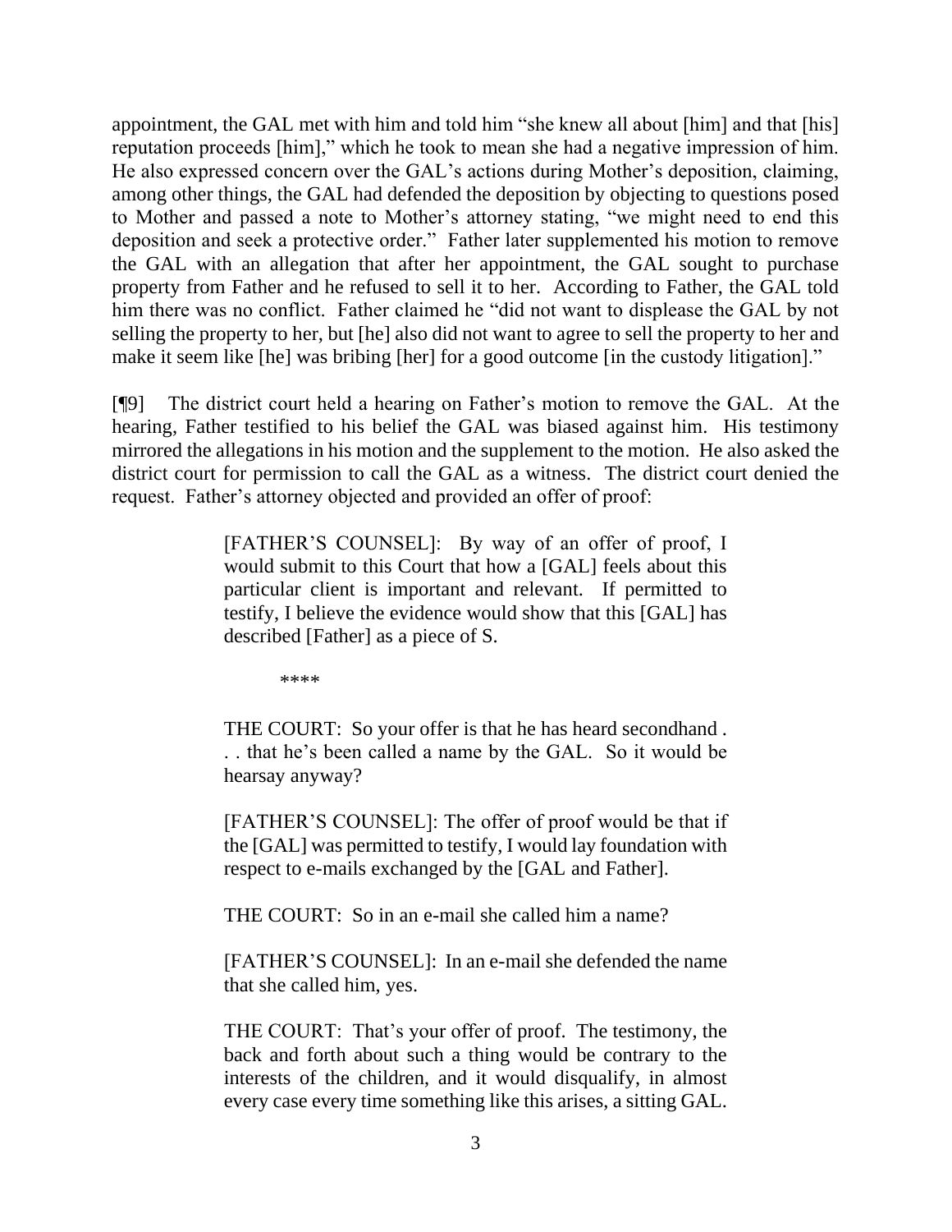appointment, the GAL met with him and told him "she knew all about [him] and that [his] reputation proceeds [him]," which he took to mean she had a negative impression of him. He also expressed concern over the GAL's actions during Mother's deposition, claiming, among other things, the GAL had defended the deposition by objecting to questions posed to Mother and passed a note to Mother's attorney stating, "we might need to end this deposition and seek a protective order." Father later supplemented his motion to remove the GAL with an allegation that after her appointment, the GAL sought to purchase property from Father and he refused to sell it to her. According to Father, the GAL told him there was no conflict. Father claimed he "did not want to displease the GAL by not selling the property to her, but [he] also did not want to agree to sell the property to her and make it seem like [he] was bribing [her] for a good outcome [in the custody litigation]."

[¶9] The district court held a hearing on Father's motion to remove the GAL. At the hearing, Father testified to his belief the GAL was biased against him. His testimony mirrored the allegations in his motion and the supplement to the motion. He also asked the district court for permission to call the GAL as a witness. The district court denied the request. Father's attorney objected and provided an offer of proof:

> [FATHER'S COUNSEL]: By way of an offer of proof, I would submit to this Court that how a [GAL] feels about this particular client is important and relevant. If permitted to testify, I believe the evidence would show that this [GAL] has described [Father] as a piece of S.
>
> \*\*\*\*
>
> THE COURT: So your offer is that he has heard secondhand . . . that he's been called a name by the GAL. So it would be hearsay anyway?
>
> [FATHER'S COUNSEL]: The offer of proof would be that if the [GAL] was permitted to testify, I would lay foundation with respect to e-mails exchanged by the [GAL and Father].
>
> THE COURT: So in an e-mail she called him a name?
>
> [FATHER'S COUNSEL]: In an e-mail she defended the name that she called him, yes.
>
> THE COURT: That's your offer of proof. The testimony, the back and forth about such a thing would be contrary to the interests of the children, and it would disqualify, in almost every case every time something like this arises, a sitting GAL.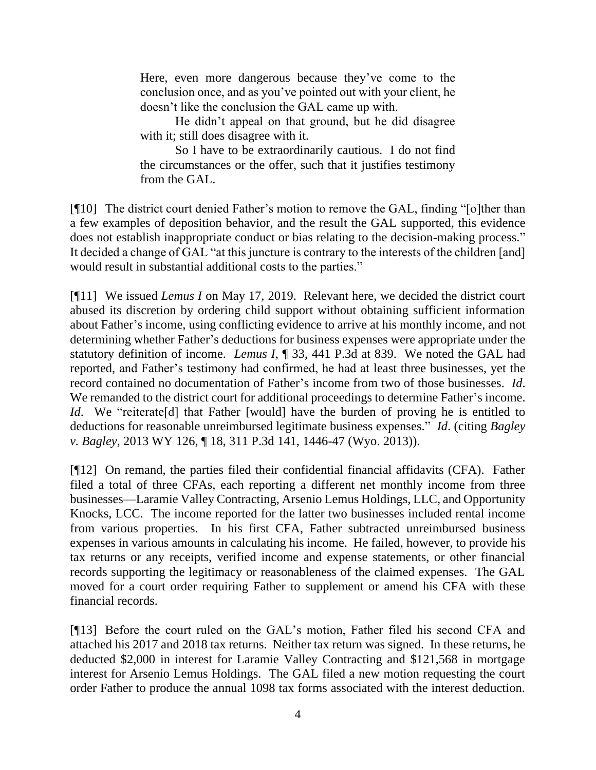> Here, even more dangerous because they've come to the conclusion once, and as you've pointed out with your client, he doesn't like the conclusion the GAL came up with.
>
> He didn't appeal on that ground, but he did disagree with it; still does disagree with it.
>
> So I have to be extraordinarily cautious. I do not find the circumstances or the offer, such that it justifies testimony from the GAL.

[¶10] The district court denied Father's motion to remove the GAL, finding "[o]ther than a few examples of deposition behavior, and the result the GAL supported, this evidence does not establish inappropriate conduct or bias relating to the decision-making process." It decided a change of GAL "at this juncture is contrary to the interests of the children [and] would result in substantial additional costs to the parties."

[¶11] We issued *Lemus I* on May 17, 2019. Relevant here, we decided the district court abused its discretion by ordering child support without obtaining sufficient information about Father's income, using conflicting evidence to arrive at his monthly income, and not determining whether Father's deductions for business expenses were appropriate under the statutory definition of income. *Lemus I*, ¶ 33, 441 P.3d at 839. We noted the GAL had reported, and Father's testimony had confirmed, he had at least three businesses, yet the record contained no documentation of Father's income from two of those businesses. *Id*. We remanded to the district court for additional proceedings to determine Father's income. *Id*. We "reiterate[d] that Father [would] have the burden of proving he is entitled to deductions for reasonable unreimbursed legitimate business expenses." *Id*. (citing *Bagley v. Bagley*, 2013 WY 126, ¶ 18, 311 P.3d 141, 1446-47 (Wyo. 2013)).

[¶12] On remand, the parties filed their confidential financial affidavits (CFA). Father filed a total of three CFAs, each reporting a different net monthly income from three businesses—Laramie Valley Contracting, Arsenio Lemus Holdings, LLC, and Opportunity Knocks, LCC. The income reported for the latter two businesses included rental income from various properties. In his first CFA, Father subtracted unreimbursed business expenses in various amounts in calculating his income. He failed, however, to provide his tax returns or any receipts, verified income and expense statements, or other financial records supporting the legitimacy or reasonableness of the claimed expenses. The GAL moved for a court order requiring Father to supplement or amend his CFA with these financial records.

[¶13] Before the court ruled on the GAL's motion, Father filed his second CFA and attached his 2017 and 2018 tax returns. Neither tax return was signed. In these returns, he deducted $2,000 in interest for Laramie Valley Contracting and $121,568 in mortgage interest for Arsenio Lemus Holdings. The GAL filed a new motion requesting the court order Father to produce the annual 1098 tax forms associated with the interest deduction.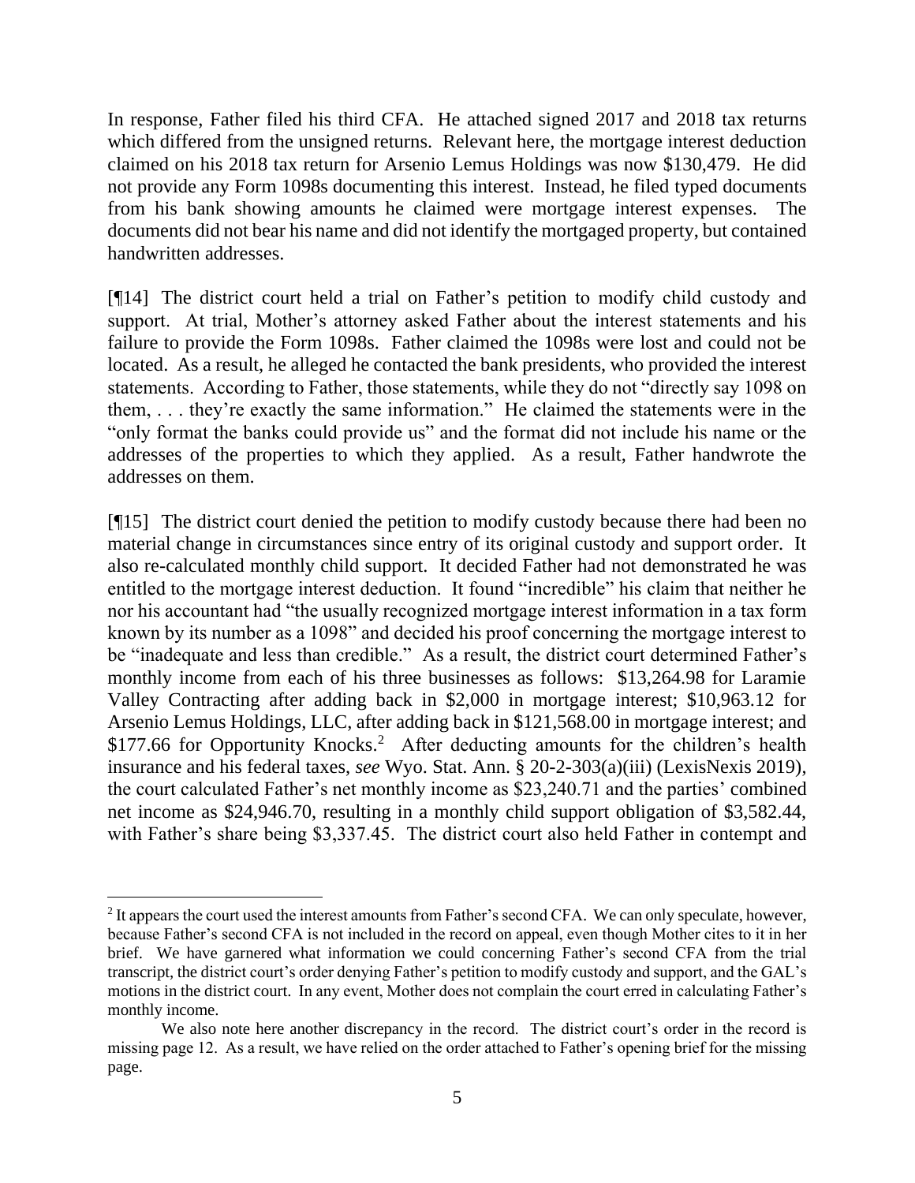In response, Father filed his third CFA. He attached signed 2017 and 2018 tax returns which differed from the unsigned returns. Relevant here, the mortgage interest deduction claimed on his 2018 tax return for Arsenio Lemus Holdings was now $130,479. He did not provide any Form 1098s documenting this interest. Instead, he filed typed documents from his bank showing amounts he claimed were mortgage interest expenses. The documents did not bear his name and did not identify the mortgaged property, but contained handwritten addresses.

[¶14] The district court held a trial on Father's petition to modify child custody and support. At trial, Mother's attorney asked Father about the interest statements and his failure to provide the Form 1098s. Father claimed the 1098s were lost and could not be located. As a result, he alleged he contacted the bank presidents, who provided the interest statements. According to Father, those statements, while they do not "directly say 1098 on them, . . . they're exactly the same information." He claimed the statements were in the "only format the banks could provide us" and the format did not include his name or the addresses of the properties to which they applied. As a result, Father handwrote the addresses on them.

[¶15] The district court denied the petition to modify custody because there had been no material change in circumstances since entry of its original custody and support order. It also re-calculated monthly child support. It decided Father had not demonstrated he was entitled to the mortgage interest deduction. It found "incredible" his claim that neither he nor his accountant had "the usually recognized mortgage interest information in a tax form known by its number as a 1098" and decided his proof concerning the mortgage interest to be "inadequate and less than credible." As a result, the district court determined Father's monthly income from each of his three businesses as follows: $13,264.98 for Laramie Valley Contracting after adding back in $2,000 in mortgage interest; $10,963.12 for Arsenio Lemus Holdings, LLC, after adding back in $121,568.00 in mortgage interest; and $177.66 for Opportunity Knocks.[2] After deducting amounts for the children's health insurance and his federal taxes, *see* Wyo. Stat. Ann. § 20-2-303(a)(iii) (LexisNexis 2019), the court calculated Father's net monthly income as $23,240.71 and the parties' combined net income as $24,946.70, resulting in a monthly child support obligation of $3,582.44, with Father's share being $3,337.45. The district court also held Father in contempt and

---

[2] It appears the court used the interest amounts from Father's second CFA. We can only speculate, however, because Father's second CFA is not included in the record on appeal, even though Mother cites to it in her brief. We have garnered what information we could concerning Father's second CFA from the trial transcript, the district court's order denying Father's petition to modify custody and support, and the GAL's motions in the district court. In any event, Mother does not complain the court erred in calculating Father's monthly income.

We also note here another discrepancy in the record. The district court's order in the record is missing page 12. As a result, we have relied on the order attached to Father's opening brief for the missing page.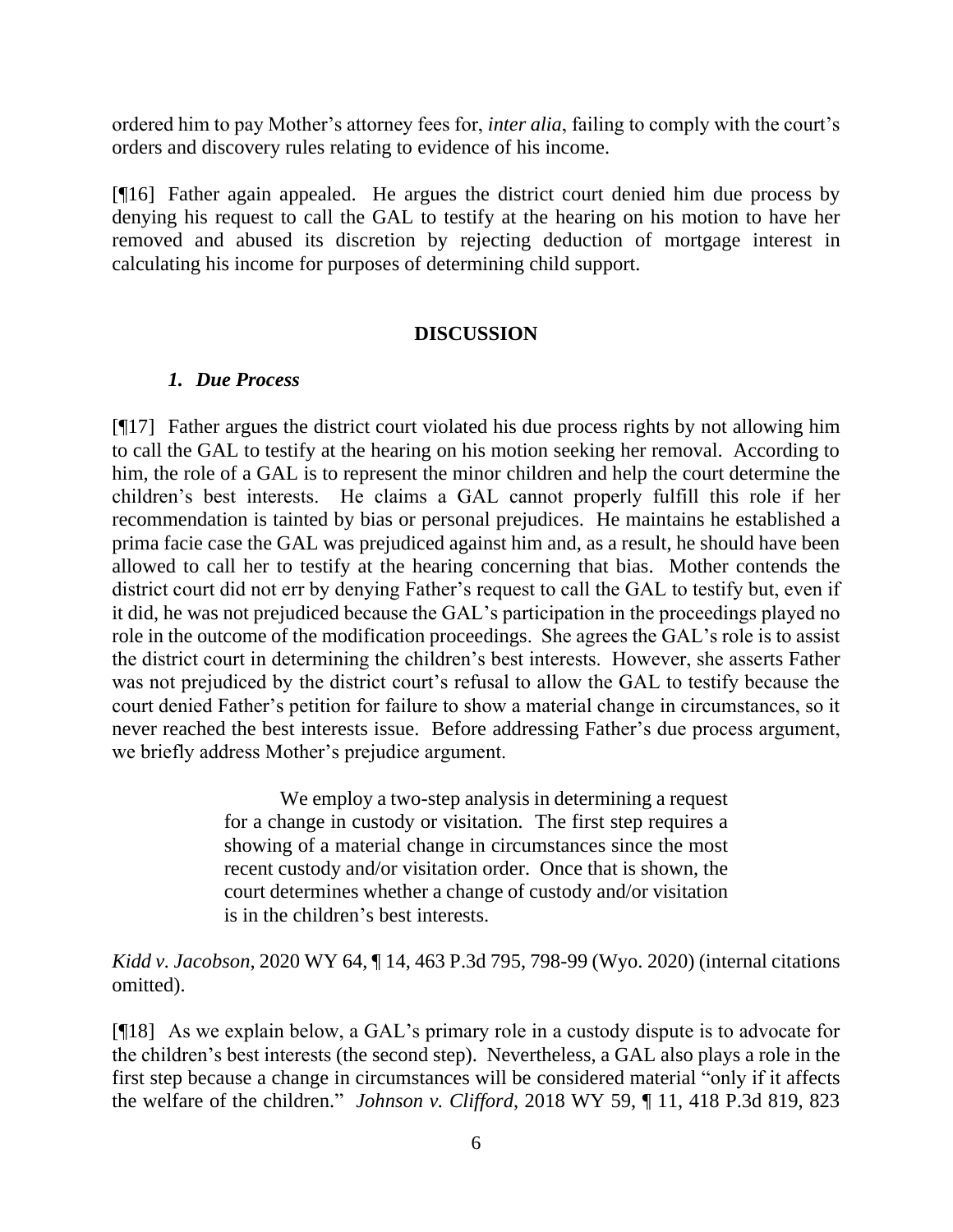ordered him to pay Mother's attorney fees for, *inter alia*, failing to comply with the court's orders and discovery rules relating to evidence of his income.

[¶16] Father again appealed. He argues the district court denied him due process by denying his request to call the GAL to testify at the hearing on his motion to have her removed and abused its discretion by rejecting deduction of mortgage interest in calculating his income for purposes of determining child support.

## DISCUSSION

### *1. Due Process*

[¶17] Father argues the district court violated his due process rights by not allowing him to call the GAL to testify at the hearing on his motion seeking her removal. According to him, the role of a GAL is to represent the minor children and help the court determine the children's best interests. He claims a GAL cannot properly fulfill this role if her recommendation is tainted by bias or personal prejudices. He maintains he established a prima facie case the GAL was prejudiced against him and, as a result, he should have been allowed to call her to testify at the hearing concerning that bias. Mother contends the district court did not err by denying Father's request to call the GAL to testify but, even if it did, he was not prejudiced because the GAL's participation in the proceedings played no role in the outcome of the modification proceedings. She agrees the GAL's role is to assist the district court in determining the children's best interests. However, she asserts Father was not prejudiced by the district court's refusal to allow the GAL to testify because the court denied Father's petition for failure to show a material change in circumstances, so it never reached the best interests issue. Before addressing Father's due process argument, we briefly address Mother's prejudice argument.

> We employ a two-step analysis in determining a request for a change in custody or visitation. The first step requires a showing of a material change in circumstances since the most recent custody and/or visitation order. Once that is shown, the court determines whether a change of custody and/or visitation is in the children's best interests.

*Kidd v. Jacobson*, 2020 WY 64, ¶ 14, 463 P.3d 795, 798-99 (Wyo. 2020) (internal citations omitted).

[¶18] As we explain below, a GAL's primary role in a custody dispute is to advocate for the children's best interests (the second step). Nevertheless, a GAL also plays a role in the first step because a change in circumstances will be considered material "only if it affects the welfare of the children." *Johnson v. Clifford*, 2018 WY 59, ¶ 11, 418 P.3d 819, 823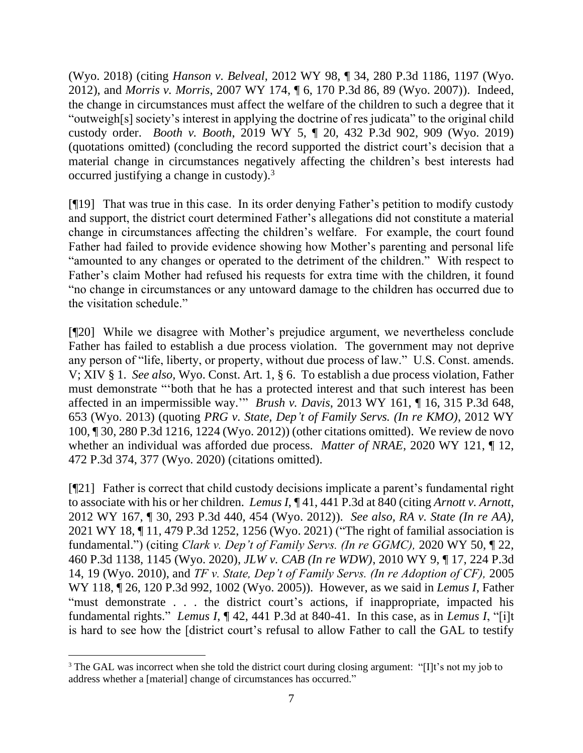(Wyo. 2018) (citing *Hanson v. Belveal*, 2012 WY 98, ¶ 34, 280 P.3d 1186, 1197 (Wyo. 2012), and *Morris v. Morris*, 2007 WY 174, ¶ 6, 170 P.3d 86, 89 (Wyo. 2007)). Indeed, the change in circumstances must affect the welfare of the children to such a degree that it "outweigh[s] society's interest in applying the doctrine of res judicata" to the original child custody order. *Booth v. Booth*, 2019 WY 5, ¶ 20, 432 P.3d 902, 909 (Wyo. 2019) (quotations omitted) (concluding the record supported the district court's decision that a material change in circumstances negatively affecting the children's best interests had occurred justifying a change in custody).[3]

[¶19] That was true in this case. In its order denying Father's petition to modify custody and support, the district court determined Father's allegations did not constitute a material change in circumstances affecting the children's welfare. For example, the court found Father had failed to provide evidence showing how Mother's parenting and personal life "amounted to any changes or operated to the detriment of the children." With respect to Father's claim Mother had refused his requests for extra time with the children, it found "no change in circumstances or any untoward damage to the children has occurred due to the visitation schedule."

[¶20] While we disagree with Mother's prejudice argument, we nevertheless conclude Father has failed to establish a due process violation. The government may not deprive any person of "life, liberty, or property, without due process of law." U.S. Const. amends. V; XIV § 1. *See also,* Wyo. Const. Art. 1, § 6. To establish a due process violation, Father must demonstrate "'both that he has a protected interest and that such interest has been affected in an impermissible way.'" *Brush v. Davis*, 2013 WY 161, ¶ 16, 315 P.3d 648, 653 (Wyo. 2013) (quoting *PRG v. State, Dep't of Family Servs. (In re KMO)*, 2012 WY 100, ¶ 30, 280 P.3d 1216, 1224 (Wyo. 2012)) (other citations omitted). We review de novo whether an individual was afforded due process. *Matter of NRAE*, 2020 WY 121, ¶ 12, 472 P.3d 374, 377 (Wyo. 2020) (citations omitted).

[¶21] Father is correct that child custody decisions implicate a parent's fundamental right to associate with his or her children. *Lemus I*, ¶ 41, 441 P.3d at 840 (citing *Arnott v. Arnott*, 2012 WY 167, ¶ 30, 293 P.3d 440, 454 (Wyo. 2012)). *See also, RA v. State (In re AA)*, 2021 WY 18, ¶ 11, 479 P.3d 1252, 1256 (Wyo. 2021) ("The right of familial association is fundamental.") (citing *Clark v. Dep't of Family Servs. (In re GGMC),* 2020 WY 50, ¶ 22, 460 P.3d 1138, 1145 (Wyo. 2020), *JLW v. CAB (In re WDW)*, 2010 WY 9, ¶ 17, 224 P.3d 14, 19 (Wyo. 2010), and *TF v. State, Dep't of Family Servs. (In re Adoption of CF),* 2005 WY 118, ¶ 26, 120 P.3d 992, 1002 (Wyo. 2005)). However, as we said in *Lemus I*, Father "must demonstrate . . . the district court's actions, if inappropriate, impacted his fundamental rights." *Lemus I*, ¶ 42, 441 P.3d at 840-41. In this case, as in *Lemus I*, "[i]t is hard to see how the [district court's refusal to allow Father to call the GAL to testify

---

[3] The GAL was incorrect when she told the district court during closing argument: "[I]t's not my job to address whether a [material] change of circumstances has occurred."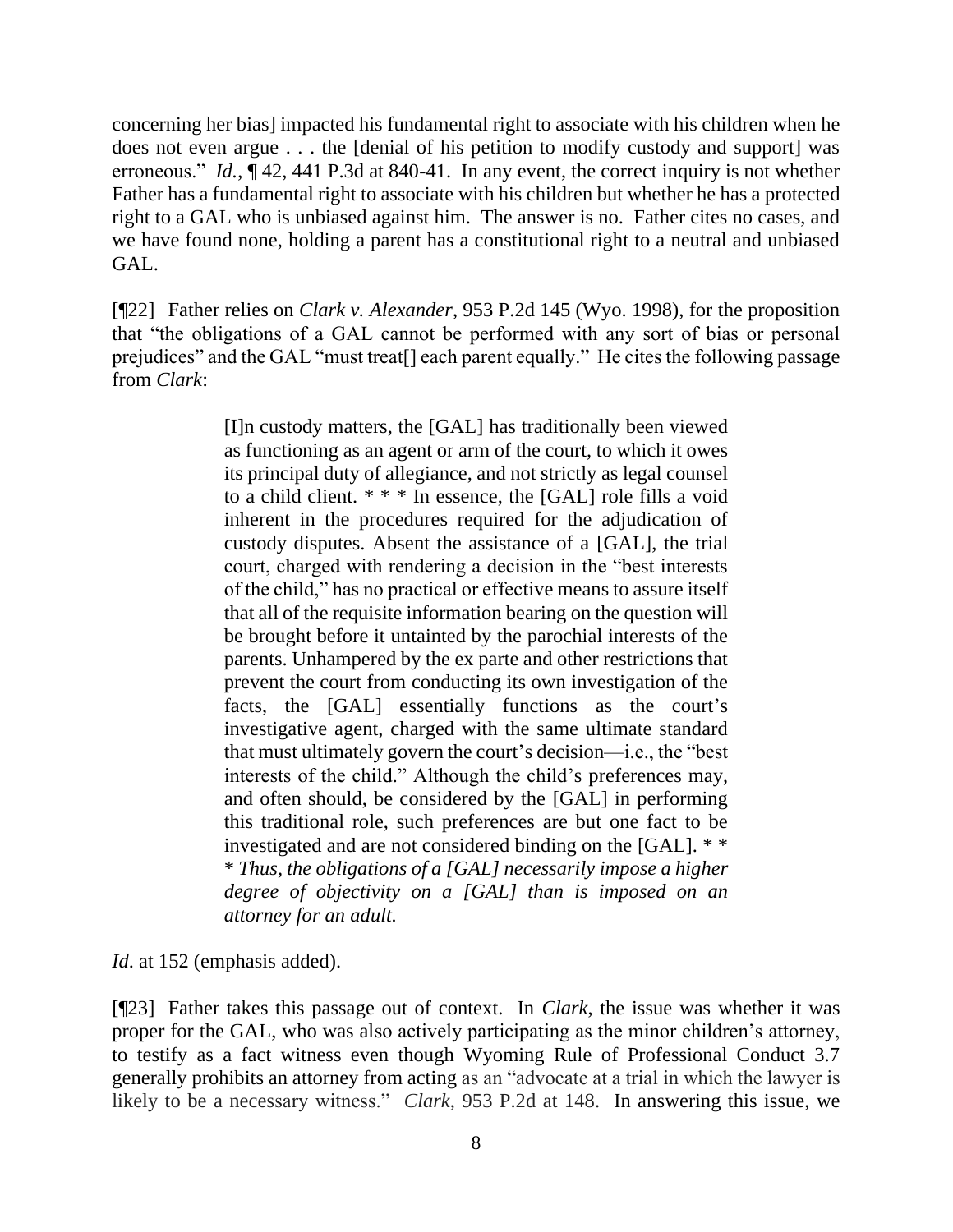concerning her bias] impacted his fundamental right to associate with his children when he does not even argue . . . the [denial of his petition to modify custody and support] was erroneous." *Id.*, ¶ 42, 441 P.3d at 840-41. In any event, the correct inquiry is not whether Father has a fundamental right to associate with his children but whether he has a protected right to a GAL who is unbiased against him. The answer is no. Father cites no cases, and we have found none, holding a parent has a constitutional right to a neutral and unbiased GAL.

[¶22] Father relies on *Clark v. Alexander*, 953 P.2d 145 (Wyo. 1998), for the proposition that "the obligations of a GAL cannot be performed with any sort of bias or personal prejudices" and the GAL "must treat[] each parent equally." He cites the following passage from *Clark*:

> [I]n custody matters, the [GAL] has traditionally been viewed as functioning as an agent or arm of the court, to which it owes its principal duty of allegiance, and not strictly as legal counsel to a child client. * * * In essence, the [GAL] role fills a void inherent in the procedures required for the adjudication of custody disputes. Absent the assistance of a [GAL], the trial court, charged with rendering a decision in the "best interests of the child," has no practical or effective means to assure itself that all of the requisite information bearing on the question will be brought before it untainted by the parochial interests of the parents. Unhampered by the ex parte and other restrictions that prevent the court from conducting its own investigation of the facts, the [GAL] essentially functions as the court's investigative agent, charged with the same ultimate standard that must ultimately govern the court's decision—i.e., the "best interests of the child." Although the child's preferences may, and often should, be considered by the [GAL] in performing this traditional role, such preferences are but one fact to be investigated and are not considered binding on the [GAL]. * * * *Thus, the obligations of a [GAL] necessarily impose a higher degree of objectivity on a [GAL] than is imposed on an attorney for an adult.*

*Id*. at 152 (emphasis added).

[¶23] Father takes this passage out of context. In *Clark*, the issue was whether it was proper for the GAL, who was also actively participating as the minor children's attorney, to testify as a fact witness even though Wyoming Rule of Professional Conduct 3.7 generally prohibits an attorney from acting as an "advocate at a trial in which the lawyer is likely to be a necessary witness." *Clark*, 953 P.2d at 148. In answering this issue, we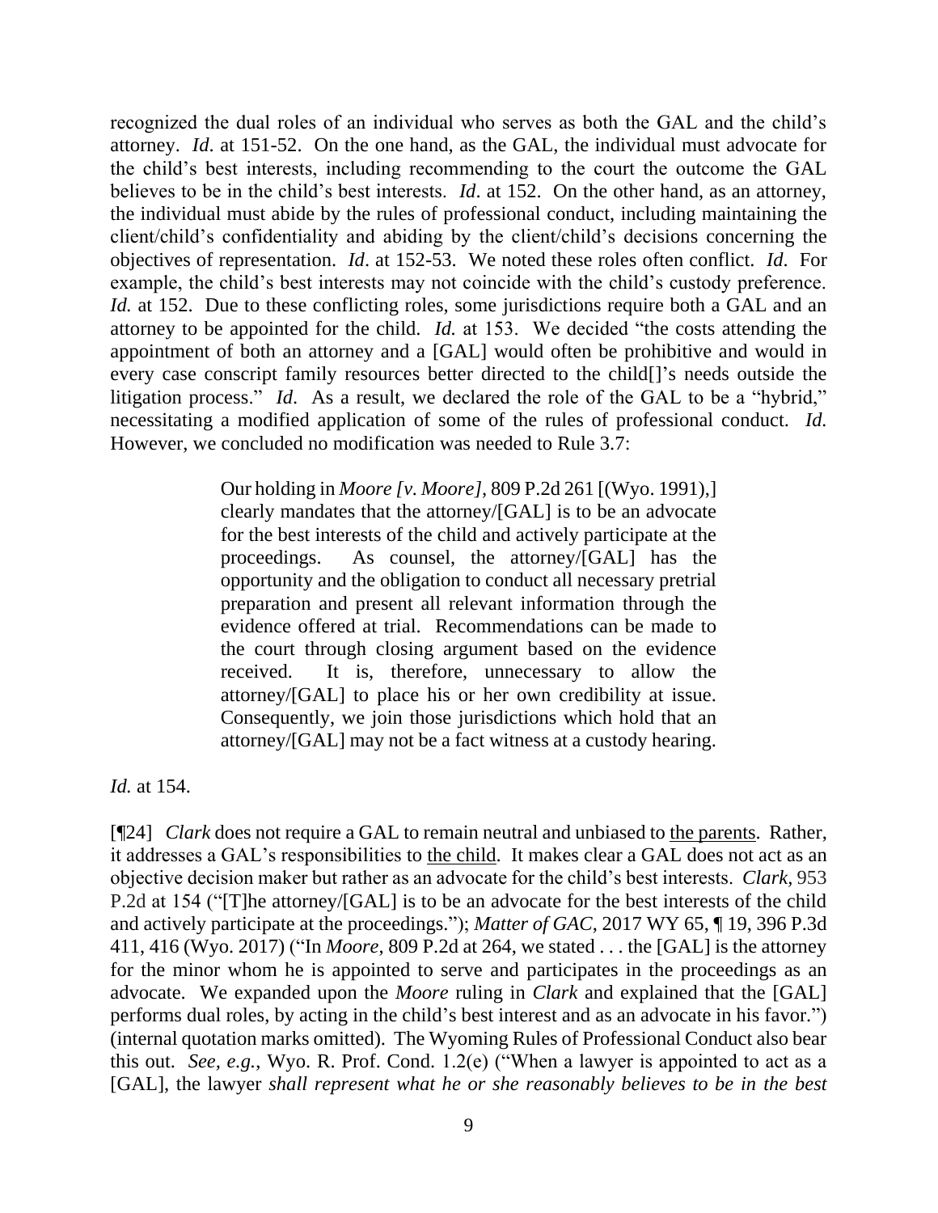recognized the dual roles of an individual who serves as both the GAL and the child's attorney. *Id*. at 151-52. On the one hand, as the GAL, the individual must advocate for the child's best interests, including recommending to the court the outcome the GAL believes to be in the child's best interests. *Id*. at 152. On the other hand, as an attorney, the individual must abide by the rules of professional conduct, including maintaining the client/child's confidentiality and abiding by the client/child's decisions concerning the objectives of representation. *Id*. at 152-53. We noted these roles often conflict. *Id*. For example, the child's best interests may not coincide with the child's custody preference. *Id.* at 152. Due to these conflicting roles, some jurisdictions require both a GAL and an attorney to be appointed for the child. *Id.* at 153. We decided "the costs attending the appointment of both an attorney and a [GAL] would often be prohibitive and would in every case conscript family resources better directed to the child[]'s needs outside the litigation process." *Id*. As a result, we declared the role of the GAL to be a "hybrid," necessitating a modified application of some of the rules of professional conduct. *Id.* However, we concluded no modification was needed to Rule 3.7:

> Our holding in *Moore [v. Moore],* 809 P.2d 261 [(Wyo. 1991),] clearly mandates that the attorney/[GAL] is to be an advocate for the best interests of the child and actively participate at the proceedings. As counsel, the attorney/[GAL] has the opportunity and the obligation to conduct all necessary pretrial preparation and present all relevant information through the evidence offered at trial. Recommendations can be made to the court through closing argument based on the evidence received. It is, therefore, unnecessary to allow the attorney/[GAL] to place his or her own credibility at issue. Consequently, we join those jurisdictions which hold that an attorney/[GAL] may not be a fact witness at a custody hearing.

*Id.* at 154.

[¶24] *Clark* does not require a GAL to remain neutral and unbiased to the parents. Rather, it addresses a GAL's responsibilities to the child. It makes clear a GAL does not act as an objective decision maker but rather as an advocate for the child's best interests. *Clark,* 953 P.2d at 154 ("[T]he attorney/[GAL] is to be an advocate for the best interests of the child and actively participate at the proceedings."); *Matter of GAC*, 2017 WY 65, ¶ 19, 396 P.3d 411, 416 (Wyo. 2017) ("In *Moore*, 809 P.2d at 264, we stated . . . the [GAL] is the attorney for the minor whom he is appointed to serve and participates in the proceedings as an advocate. We expanded upon the *Moore* ruling in *Clark* and explained that the [GAL] performs dual roles, by acting in the child's best interest and as an advocate in his favor.") (internal quotation marks omitted). The Wyoming Rules of Professional Conduct also bear this out. *See, e.g.,* Wyo. R. Prof. Cond. 1.2(e) ("When a lawyer is appointed to act as a [GAL], the lawyer *shall represent what he or she reasonably believes to be in the best*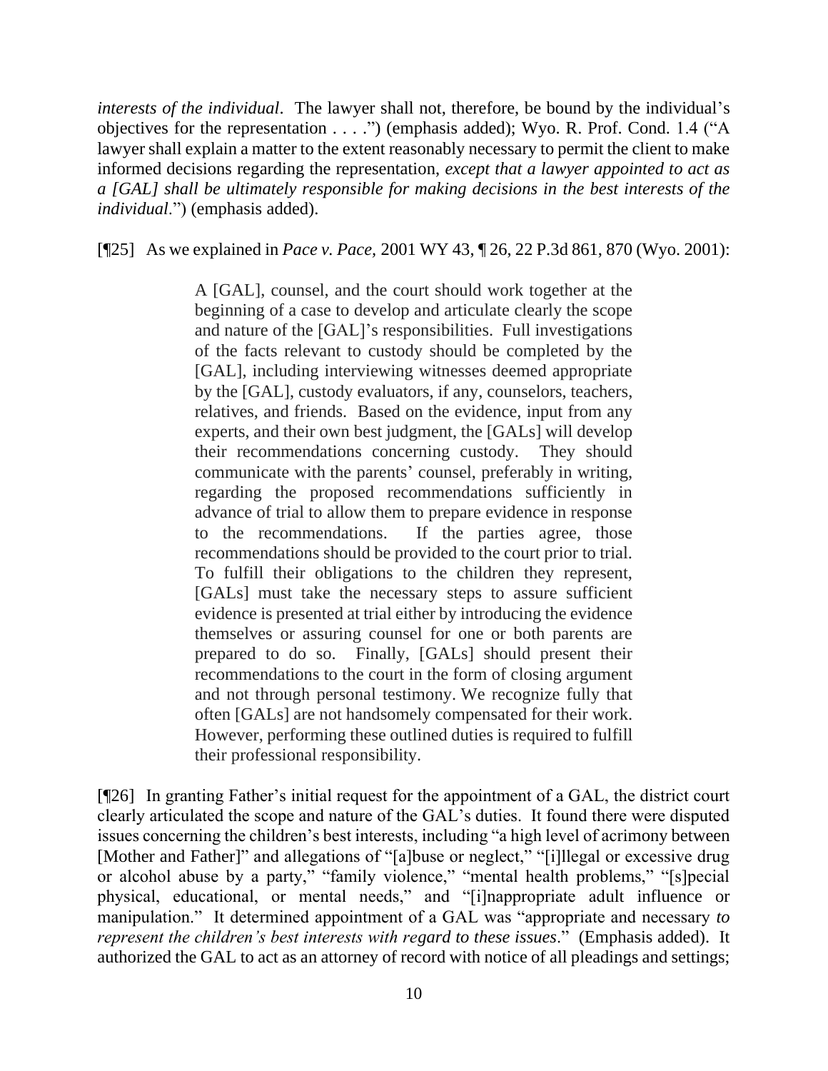*interests of the individual*. The lawyer shall not, therefore, be bound by the individual's objectives for the representation . . . .") (emphasis added); Wyo. R. Prof. Cond. 1.4 ("A lawyer shall explain a matter to the extent reasonably necessary to permit the client to make informed decisions regarding the representation, *except that a lawyer appointed to act as a [GAL] shall be ultimately responsible for making decisions in the best interests of the individual*.") (emphasis added).

[¶25] As we explained in *Pace v. Pace,* 2001 WY 43, ¶ 26, 22 P.3d 861, 870 (Wyo. 2001):

> A [GAL], counsel, and the court should work together at the beginning of a case to develop and articulate clearly the scope and nature of the [GAL]'s responsibilities. Full investigations of the facts relevant to custody should be completed by the [GAL], including interviewing witnesses deemed appropriate by the [GAL], custody evaluators, if any, counselors, teachers, relatives, and friends. Based on the evidence, input from any experts, and their own best judgment, the [GALs] will develop their recommendations concerning custody. They should communicate with the parents' counsel, preferably in writing, regarding the proposed recommendations sufficiently in advance of trial to allow them to prepare evidence in response to the recommendations. If the parties agree, those recommendations should be provided to the court prior to trial. To fulfill their obligations to the children they represent, [GALs] must take the necessary steps to assure sufficient evidence is presented at trial either by introducing the evidence themselves or assuring counsel for one or both parents are prepared to do so. Finally, [GALs] should present their recommendations to the court in the form of closing argument and not through personal testimony. We recognize fully that often [GALs] are not handsomely compensated for their work. However, performing these outlined duties is required to fulfill their professional responsibility.

[¶26] In granting Father's initial request for the appointment of a GAL, the district court clearly articulated the scope and nature of the GAL's duties. It found there were disputed issues concerning the children's best interests, including "a high level of acrimony between [Mother and Father]" and allegations of "[a]buse or neglect," "[i]llegal or excessive drug or alcohol abuse by a party," "family violence," "mental health problems," "[s]pecial physical, educational, or mental needs," and "[i]nappropriate adult influence or manipulation." It determined appointment of a GAL was "appropriate and necessary *to represent the children's best interests with regard to these issues*." (Emphasis added). It authorized the GAL to act as an attorney of record with notice of all pleadings and settings;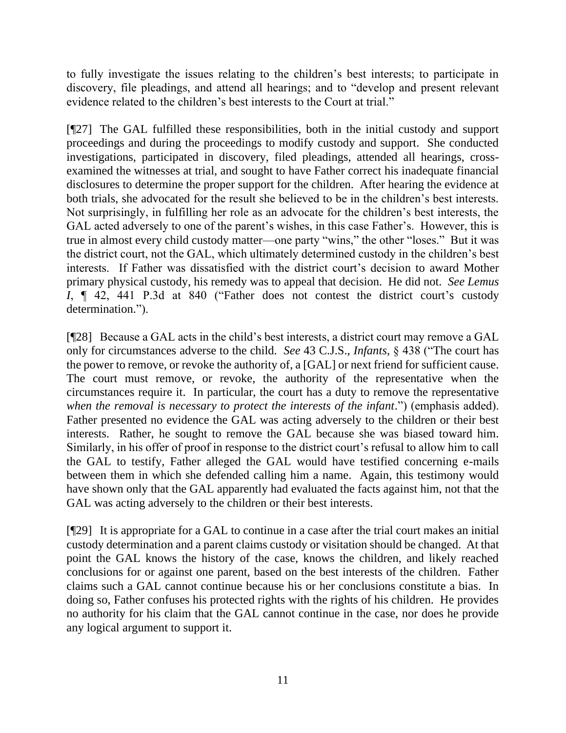to fully investigate the issues relating to the children's best interests; to participate in discovery, file pleadings, and attend all hearings; and to "develop and present relevant evidence related to the children's best interests to the Court at trial."

[¶27] The GAL fulfilled these responsibilities, both in the initial custody and support proceedings and during the proceedings to modify custody and support. She conducted investigations, participated in discovery, filed pleadings, attended all hearings, cross-examined the witnesses at trial, and sought to have Father correct his inadequate financial disclosures to determine the proper support for the children. After hearing the evidence at both trials, she advocated for the result she believed to be in the children's best interests. Not surprisingly, in fulfilling her role as an advocate for the children's best interests, the GAL acted adversely to one of the parent's wishes, in this case Father's. However, this is true in almost every child custody matter—one party "wins," the other "loses." But it was the district court, not the GAL, which ultimately determined custody in the children's best interests. If Father was dissatisfied with the district court's decision to award Mother primary physical custody, his remedy was to appeal that decision. He did not. *See Lemus I*, ¶ 42, 441 P.3d at 840 ("Father does not contest the district court's custody determination.").

[¶28] Because a GAL acts in the child's best interests, a district court may remove a GAL only for circumstances adverse to the child. *See* 43 C.J.S., *Infants*, § 438 ("The court has the power to remove, or revoke the authority of, a [GAL] or next friend for sufficient cause. The court must remove, or revoke, the authority of the representative when the circumstances require it. In particular, the court has a duty to remove the representative *when the removal is necessary to protect the interests of the infant*.") (emphasis added). Father presented no evidence the GAL was acting adversely to the children or their best interests. Rather, he sought to remove the GAL because she was biased toward him. Similarly, in his offer of proof in response to the district court's refusal to allow him to call the GAL to testify, Father alleged the GAL would have testified concerning e-mails between them in which she defended calling him a name. Again, this testimony would have shown only that the GAL apparently had evaluated the facts against him, not that the GAL was acting adversely to the children or their best interests.

[¶29] It is appropriate for a GAL to continue in a case after the trial court makes an initial custody determination and a parent claims custody or visitation should be changed. At that point the GAL knows the history of the case, knows the children, and likely reached conclusions for or against one parent, based on the best interests of the children. Father claims such a GAL cannot continue because his or her conclusions constitute a bias. In doing so, Father confuses his protected rights with the rights of his children. He provides no authority for his claim that the GAL cannot continue in the case, nor does he provide any logical argument to support it.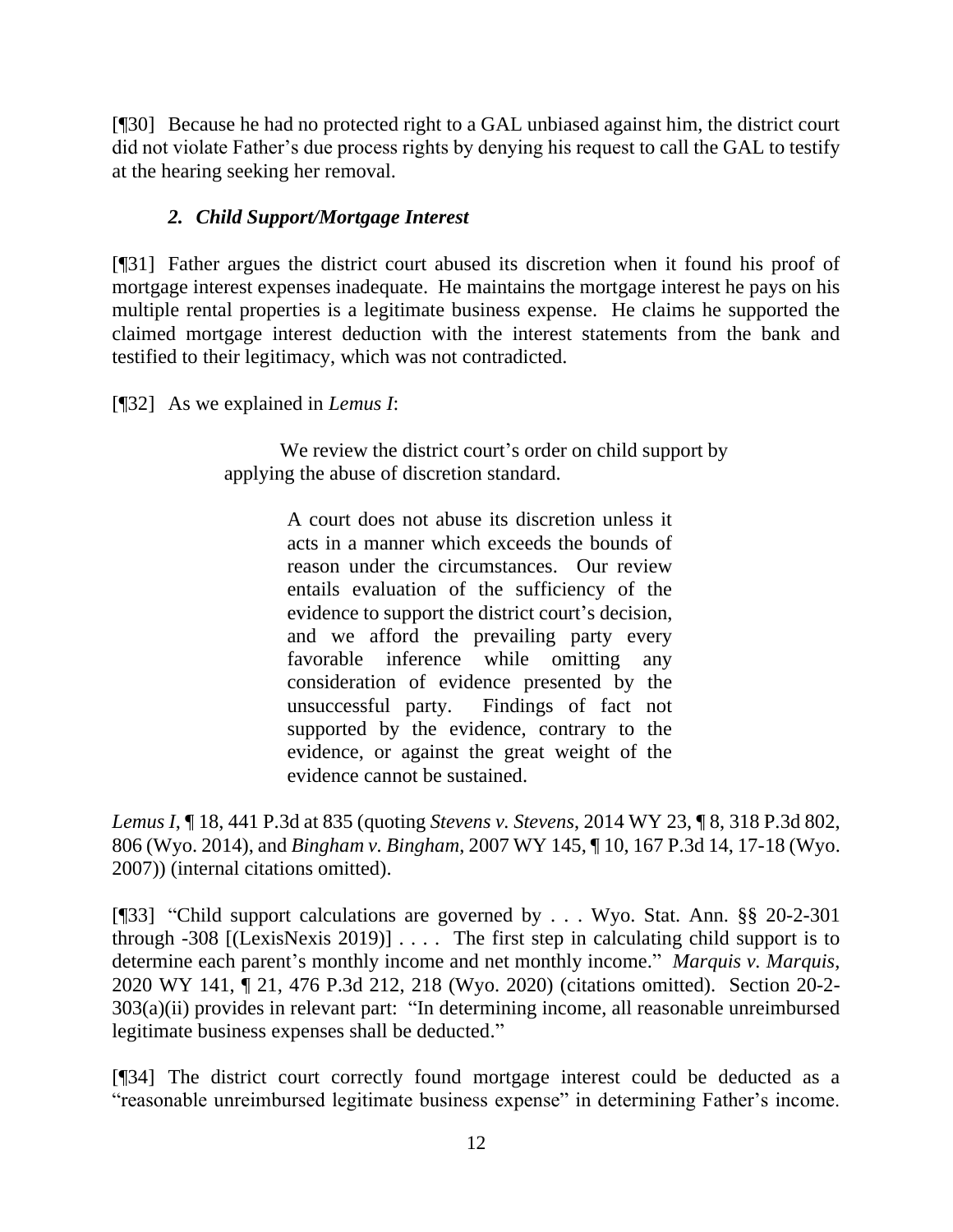[¶30] Because he had no protected right to a GAL unbiased against him, the district court did not violate Father's due process rights by denying his request to call the GAL to testify at the hearing seeking her removal.

### *2. Child Support/Mortgage Interest*

[¶31] Father argues the district court abused its discretion when it found his proof of mortgage interest expenses inadequate. He maintains the mortgage interest he pays on his multiple rental properties is a legitimate business expense. He claims he supported the claimed mortgage interest deduction with the interest statements from the bank and testified to their legitimacy, which was not contradicted.

[¶32] As we explained in *Lemus I*:

> We review the district court's order on child support by applying the abuse of discretion standard.
>
> > A court does not abuse its discretion unless it acts in a manner which exceeds the bounds of reason under the circumstances. Our review entails evaluation of the sufficiency of the evidence to support the district court's decision, and we afford the prevailing party every favorable inference while omitting any consideration of evidence presented by the unsuccessful party. Findings of fact not supported by the evidence, contrary to the evidence, or against the great weight of the evidence cannot be sustained.

*Lemus I*, ¶ 18, 441 P.3d at 835 (quoting *Stevens v. Stevens*, 2014 WY 23, ¶ 8, 318 P.3d 802, 806 (Wyo. 2014), and *Bingham v. Bingham*, 2007 WY 145, ¶ 10, 167 P.3d 14, 17-18 (Wyo. 2007)) (internal citations omitted).

[¶33] "Child support calculations are governed by . . . Wyo. Stat. Ann. §§ 20-2-301 through -308 [(LexisNexis 2019)] . . . . The first step in calculating child support is to determine each parent's monthly income and net monthly income." *Marquis v. Marquis*, 2020 WY 141, ¶ 21, 476 P.3d 212, 218 (Wyo. 2020) (citations omitted). Section 20-2-303(a)(ii) provides in relevant part: "In determining income, all reasonable unreimbursed legitimate business expenses shall be deducted."

[¶34] The district court correctly found mortgage interest could be deducted as a "reasonable unreimbursed legitimate business expense" in determining Father's income.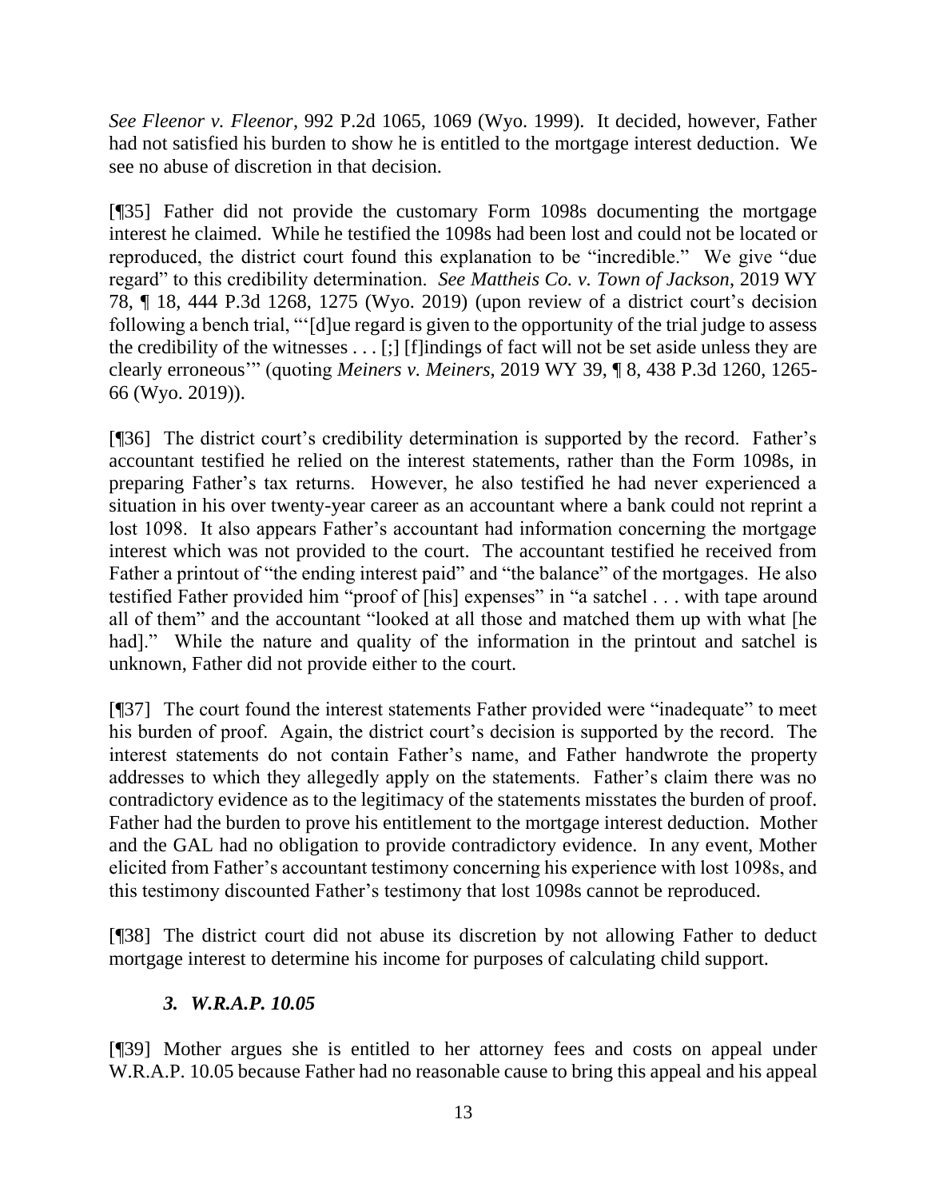*See Fleenor v. Fleenor*, 992 P.2d 1065, 1069 (Wyo. 1999). It decided, however, Father had not satisfied his burden to show he is entitled to the mortgage interest deduction. We see no abuse of discretion in that decision.

[¶35] Father did not provide the customary Form 1098s documenting the mortgage interest he claimed. While he testified the 1098s had been lost and could not be located or reproduced, the district court found this explanation to be "incredible." We give "due regard" to this credibility determination. *See Mattheis Co. v. Town of Jackson*, 2019 WY 78, ¶ 18, 444 P.3d 1268, 1275 (Wyo. 2019) (upon review of a district court's decision following a bench trial, "'[d]ue regard is given to the opportunity of the trial judge to assess the credibility of the witnesses . . . [;] [f]indings of fact will not be set aside unless they are clearly erroneous'" (quoting *Meiners v. Meiners*, 2019 WY 39, ¶ 8, 438 P.3d 1260, 1265-66 (Wyo. 2019)).

[¶36] The district court's credibility determination is supported by the record. Father's accountant testified he relied on the interest statements, rather than the Form 1098s, in preparing Father's tax returns. However, he also testified he had never experienced a situation in his over twenty-year career as an accountant where a bank could not reprint a lost 1098. It also appears Father's accountant had information concerning the mortgage interest which was not provided to the court. The accountant testified he received from Father a printout of "the ending interest paid" and "the balance" of the mortgages. He also testified Father provided him "proof of [his] expenses" in "a satchel . . . with tape around all of them" and the accountant "looked at all those and matched them up with what [he had]." While the nature and quality of the information in the printout and satchel is unknown, Father did not provide either to the court.

[¶37] The court found the interest statements Father provided were "inadequate" to meet his burden of proof. Again, the district court's decision is supported by the record. The interest statements do not contain Father's name, and Father handwrote the property addresses to which they allegedly apply on the statements. Father's claim there was no contradictory evidence as to the legitimacy of the statements misstates the burden of proof. Father had the burden to prove his entitlement to the mortgage interest deduction. Mother and the GAL had no obligation to provide contradictory evidence. In any event, Mother elicited from Father's accountant testimony concerning his experience with lost 1098s, and this testimony discounted Father's testimony that lost 1098s cannot be reproduced.

[¶38] The district court did not abuse its discretion by not allowing Father to deduct mortgage interest to determine his income for purposes of calculating child support.

### *3. W.R.A.P. 10.05*

[¶39] Mother argues she is entitled to her attorney fees and costs on appeal under W.R.A.P. 10.05 because Father had no reasonable cause to bring this appeal and his appeal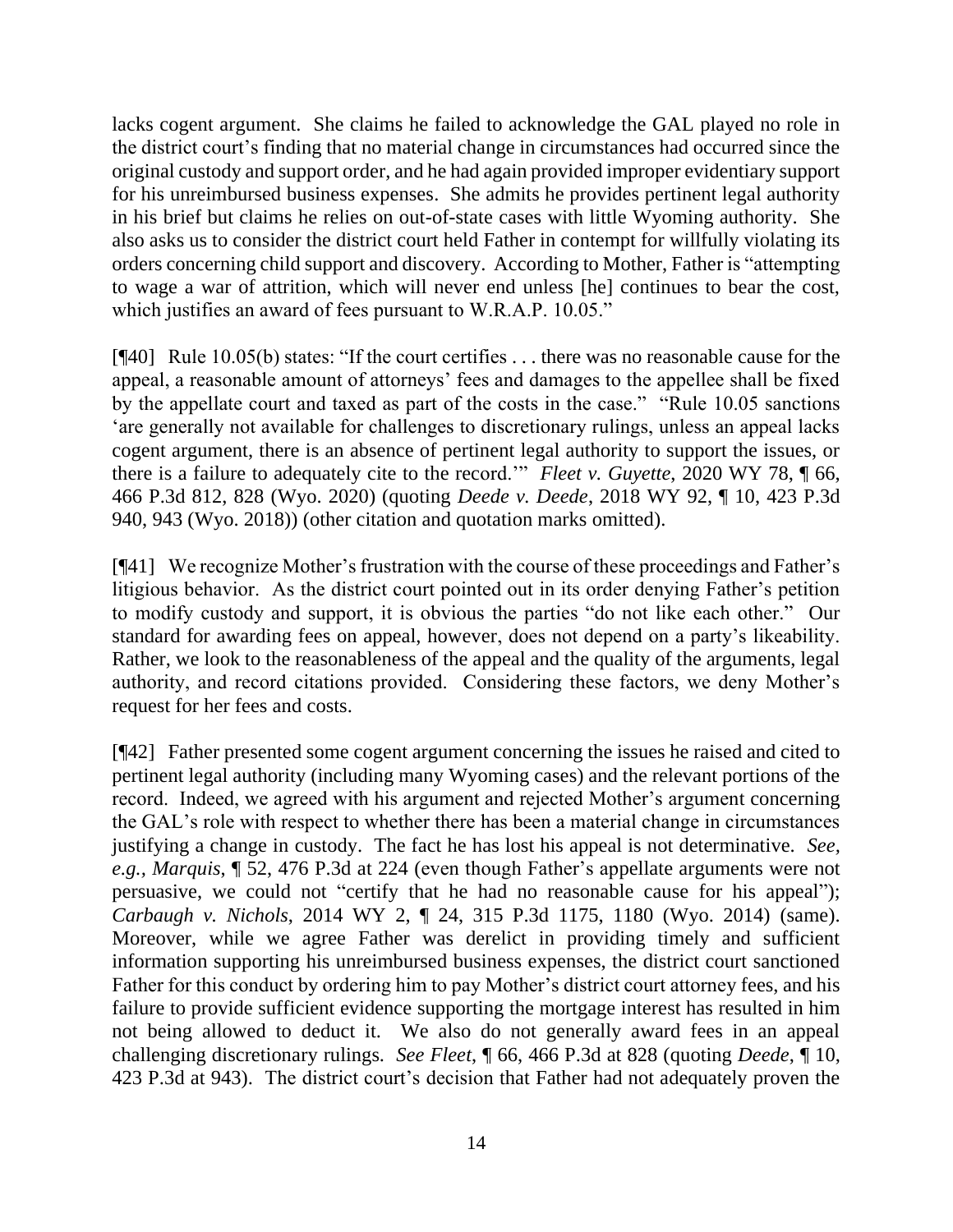lacks cogent argument. She claims he failed to acknowledge the GAL played no role in the district court's finding that no material change in circumstances had occurred since the original custody and support order, and he had again provided improper evidentiary support for his unreimbursed business expenses. She admits he provides pertinent legal authority in his brief but claims he relies on out-of-state cases with little Wyoming authority. She also asks us to consider the district court held Father in contempt for willfully violating its orders concerning child support and discovery. According to Mother, Father is "attempting to wage a war of attrition, which will never end unless [he] continues to bear the cost, which justifies an award of fees pursuant to W.R.A.P. 10.05."

[¶40] Rule 10.05(b) states: "If the court certifies . . . there was no reasonable cause for the appeal, a reasonable amount of attorneys' fees and damages to the appellee shall be fixed by the appellate court and taxed as part of the costs in the case." "Rule 10.05 sanctions 'are generally not available for challenges to discretionary rulings, unless an appeal lacks cogent argument, there is an absence of pertinent legal authority to support the issues, or there is a failure to adequately cite to the record.'" *Fleet v. Guyette*, 2020 WY 78, ¶ 66, 466 P.3d 812, 828 (Wyo. 2020) (quoting *Deede v. Deede*, 2018 WY 92, ¶ 10, 423 P.3d 940, 943 (Wyo. 2018)) (other citation and quotation marks omitted).

[¶41] We recognize Mother's frustration with the course of these proceedings and Father's litigious behavior. As the district court pointed out in its order denying Father's petition to modify custody and support, it is obvious the parties "do not like each other." Our standard for awarding fees on appeal, however, does not depend on a party's likeability. Rather, we look to the reasonableness of the appeal and the quality of the arguments, legal authority, and record citations provided. Considering these factors, we deny Mother's request for her fees and costs.

[¶42] Father presented some cogent argument concerning the issues he raised and cited to pertinent legal authority (including many Wyoming cases) and the relevant portions of the record. Indeed, we agreed with his argument and rejected Mother's argument concerning the GAL's role with respect to whether there has been a material change in circumstances justifying a change in custody. The fact he has lost his appeal is not determinative. *See, e.g.*, *Marquis*, ¶ 52, 476 P.3d at 224 (even though Father's appellate arguments were not persuasive, we could not "certify that he had no reasonable cause for his appeal"); *Carbaugh v. Nichols*, 2014 WY 2, ¶ 24, 315 P.3d 1175, 1180 (Wyo. 2014) (same). Moreover, while we agree Father was derelict in providing timely and sufficient information supporting his unreimbursed business expenses, the district court sanctioned Father for this conduct by ordering him to pay Mother's district court attorney fees, and his failure to provide sufficient evidence supporting the mortgage interest has resulted in him not being allowed to deduct it. We also do not generally award fees in an appeal challenging discretionary rulings. *See Fleet*, ¶ 66, 466 P.3d at 828 (quoting *Deede*, ¶ 10, 423 P.3d at 943). The district court's decision that Father had not adequately proven the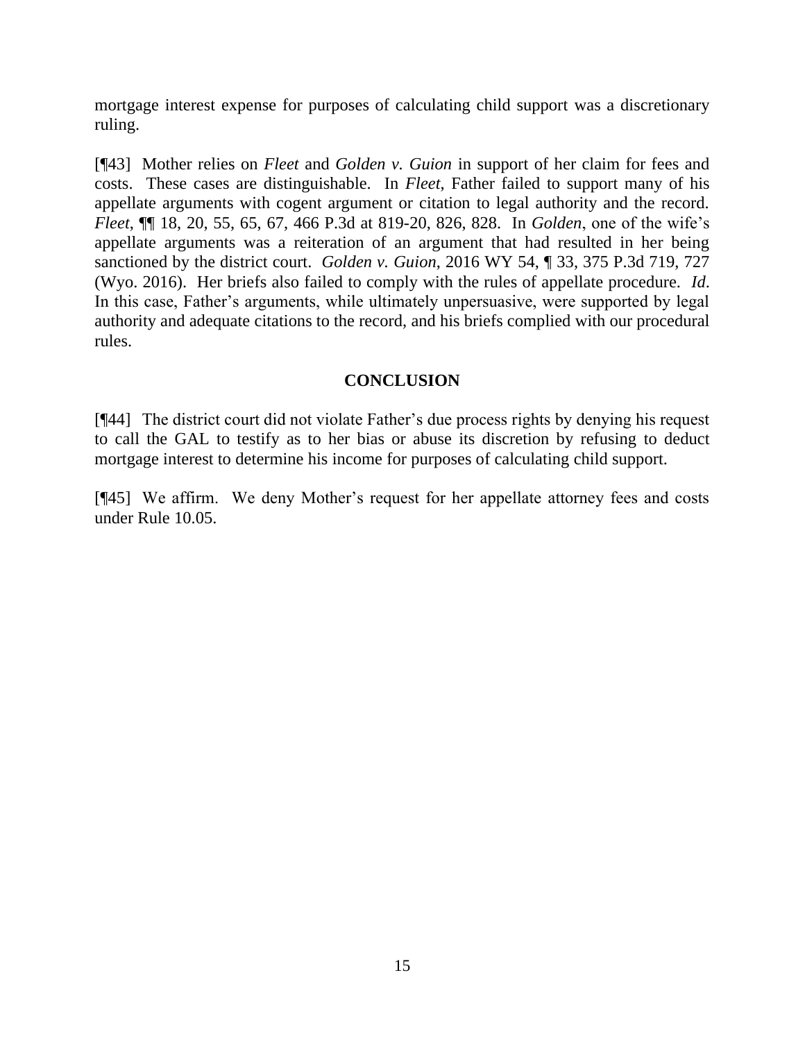mortgage interest expense for purposes of calculating child support was a discretionary ruling.

[¶43] Mother relies on *Fleet* and *Golden v. Guion* in support of her claim for fees and costs. These cases are distinguishable. In *Fleet*, Father failed to support many of his appellate arguments with cogent argument or citation to legal authority and the record. *Fleet*, ¶¶ 18, 20, 55, 65, 67, 466 P.3d at 819-20, 826, 828. In *Golden*, one of the wife's appellate arguments was a reiteration of an argument that had resulted in her being sanctioned by the district court. *Golden v. Guion*, 2016 WY 54, ¶ 33, 375 P.3d 719, 727 (Wyo. 2016). Her briefs also failed to comply with the rules of appellate procedure. *Id*. In this case, Father's arguments, while ultimately unpersuasive, were supported by legal authority and adequate citations to the record, and his briefs complied with our procedural rules.

## CONCLUSION

[¶44] The district court did not violate Father's due process rights by denying his request to call the GAL to testify as to her bias or abuse its discretion by refusing to deduct mortgage interest to determine his income for purposes of calculating child support.

[¶45] We affirm. We deny Mother's request for her appellate attorney fees and costs under Rule 10.05.